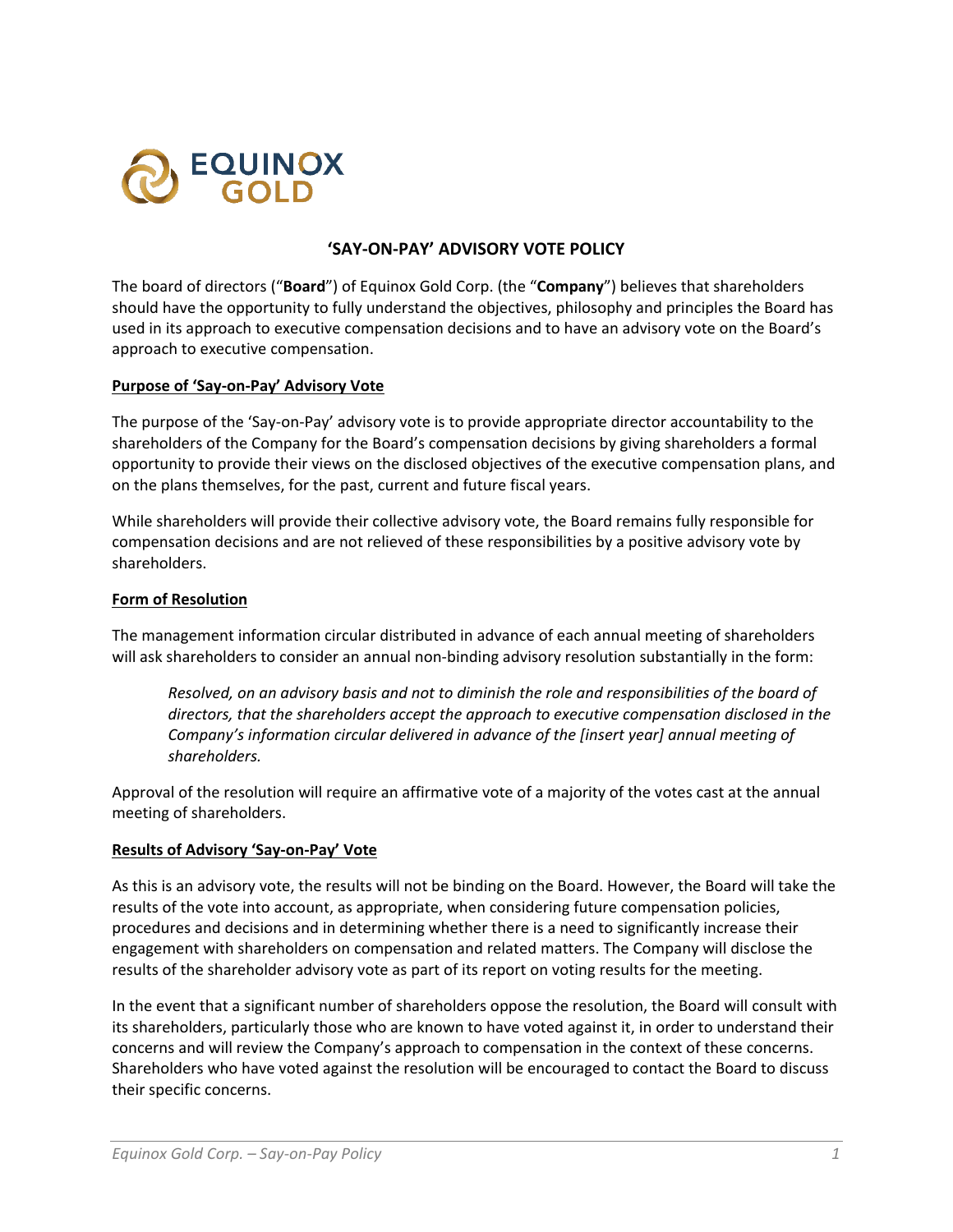EQUINOX GOLD

# 'SAY-ON-PAY' ADVISORY VOTE POLICY

The board of directors ("**Board**") of Equinox Gold Corp. (the "**Company**") believes that shareholders should have the opportunity to fully understand the objectives, philosophy and principles the Board has used in its approach to executive compensation decisions and to have an advisory vote on the Board's approach to executive compensation.

## Purpose of 'Say-on-Pay' Advisory Vote

The purpose of the 'Say-on-Pay' advisory vote is to provide appropriate director accountability to the shareholders of the Company for the Board's compensation decisions by giving shareholders a formal opportunity to provide their views on the disclosed objectives of the executive compensation plans, and on the plans themselves, for the past, current and future fiscal years.

While shareholders will provide their collective advisory vote, the Board remains fully responsible for compensation decisions and are not relieved of these responsibilities by a positive advisory vote by shareholders.

## Form of Resolution

The management information circular distributed in advance of each annual meeting of shareholders will ask shareholders to consider an annual non-binding advisory resolution substantially in the form:

> *Resolved, on an advisory basis and not to diminish the role and responsibilities of the board of directors, that the shareholders accept the approach to executive compensation disclosed in the Company's information circular delivered in advance of the [insert year] annual meeting of shareholders.*

Approval of the resolution will require an affirmative vote of a majority of the votes cast at the annual meeting of shareholders.

## Results of Advisory 'Say-on-Pay' Vote

As this is an advisory vote, the results will not be binding on the Board. However, the Board will take the results of the vote into account, as appropriate, when considering future compensation policies, procedures and decisions and in determining whether there is a need to significantly increase their engagement with shareholders on compensation and related matters. The Company will disclose the results of the shareholder advisory vote as part of its report on voting results for the meeting.

In the event that a significant number of shareholders oppose the resolution, the Board will consult with its shareholders, particularly those who are known to have voted against it, in order to understand their concerns and will review the Company's approach to compensation in the context of these concerns. Shareholders who have voted against the resolution will be encouraged to contact the Board to discuss their specific concerns.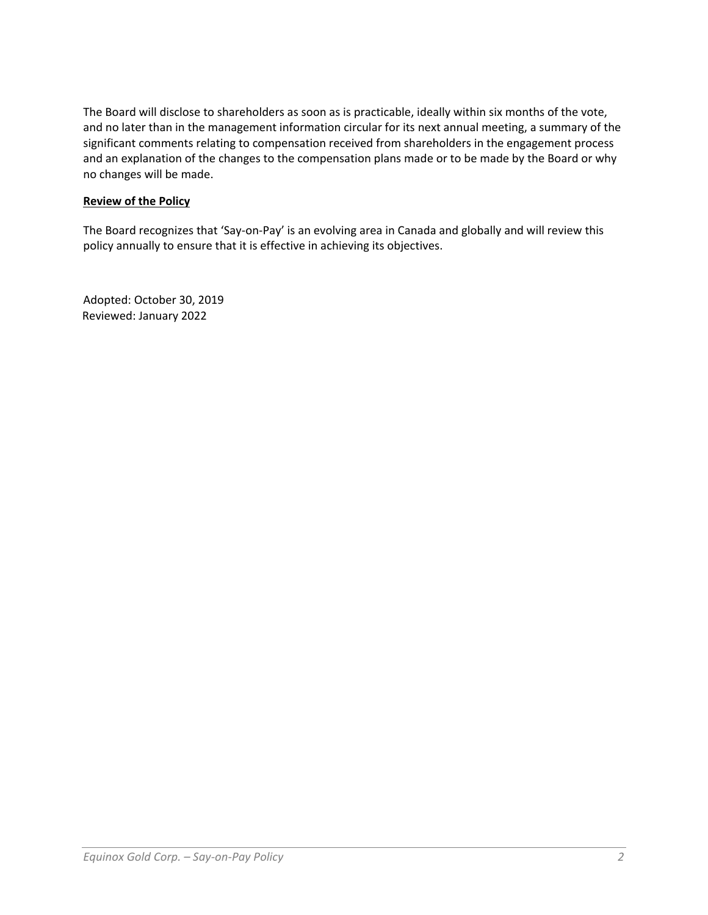The Board will disclose to shareholders as soon as is practicable, ideally within six months of the vote, and no later than in the management information circular for its next annual meeting, a summary of the significant comments relating to compensation received from shareholders in the engagement process and an explanation of the changes to the compensation plans made or to be made by the Board or why no changes will be made.

**Review of the Policy**

The Board recognizes that 'Say-on-Pay' is an evolving area in Canada and globally and will review this policy annually to ensure that it is effective in achieving its objectives.

Adopted: October 30, 2019
Reviewed: January 2022